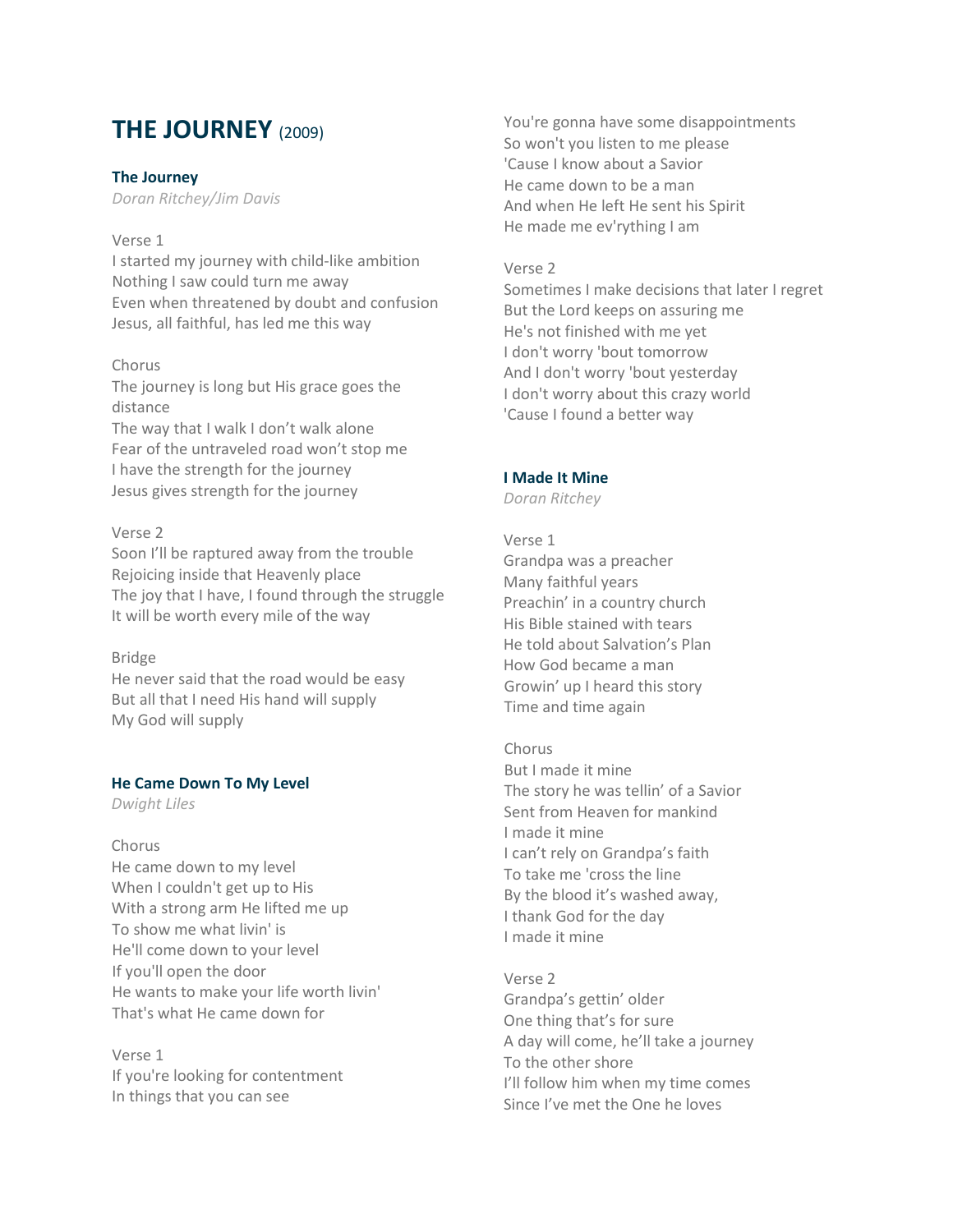# THE JOURNEY (2009)

### The Journey

*Doran Ritchey/Jim Davis*

Verse 1
I started my journey with child-like ambition
Nothing I saw could turn me away
Even when threatened by doubt and confusion
Jesus, all faithful, has led me this way

Chorus
The journey is long but His grace goes the distance
The way that I walk I don't walk alone
Fear of the untraveled road won't stop me
I have the strength for the journey
Jesus gives strength for the journey

Verse 2
Soon I'll be raptured away from the trouble
Rejoicing inside that Heavenly place
The joy that I have, I found through the struggle
It will be worth every mile of the way

Bridge
He never said that the road would be easy
But all that I need His hand will supply
My God will supply

### He Came Down To My Level

*Dwight Liles*

Chorus
He came down to my level
When I couldn't get up to His
With a strong arm He lifted me up
To show me what livin' is
He'll come down to your level
If you'll open the door
He wants to make your life worth livin'
That's what He came down for

Verse 1
If you're looking for contentment
In things that you can see
You're gonna have some disappointments
So won't you listen to me please
'Cause I know about a Savior
He came down to be a man
And when He left He sent his Spirit
He made me ev'rything I am

Verse 2
Sometimes I make decisions that later I regret
But the Lord keeps on assuring me
He's not finished with me yet
I don't worry 'bout tomorrow
And I don't worry 'bout yesterday
I don't worry about this crazy world
'Cause I found a better way

### I Made It Mine

*Doran Ritchey*

Verse 1
Grandpa was a preacher
Many faithful years
Preachin' in a country church
His Bible stained with tears
He told about Salvation's Plan
How God became a man
Growin' up I heard this story
Time and time again

Chorus
But I made it mine
The story he was tellin' of a Savior
Sent from Heaven for mankind
I made it mine
I can't rely on Grandpa's faith
To take me 'cross the line
By the blood it's washed away,
I thank God for the day
I made it mine

Verse 2
Grandpa's gettin' older
One thing that's for sure
A day will come, he'll take a journey
To the other shore
I'll follow him when my time comes
Since I've met the One he loves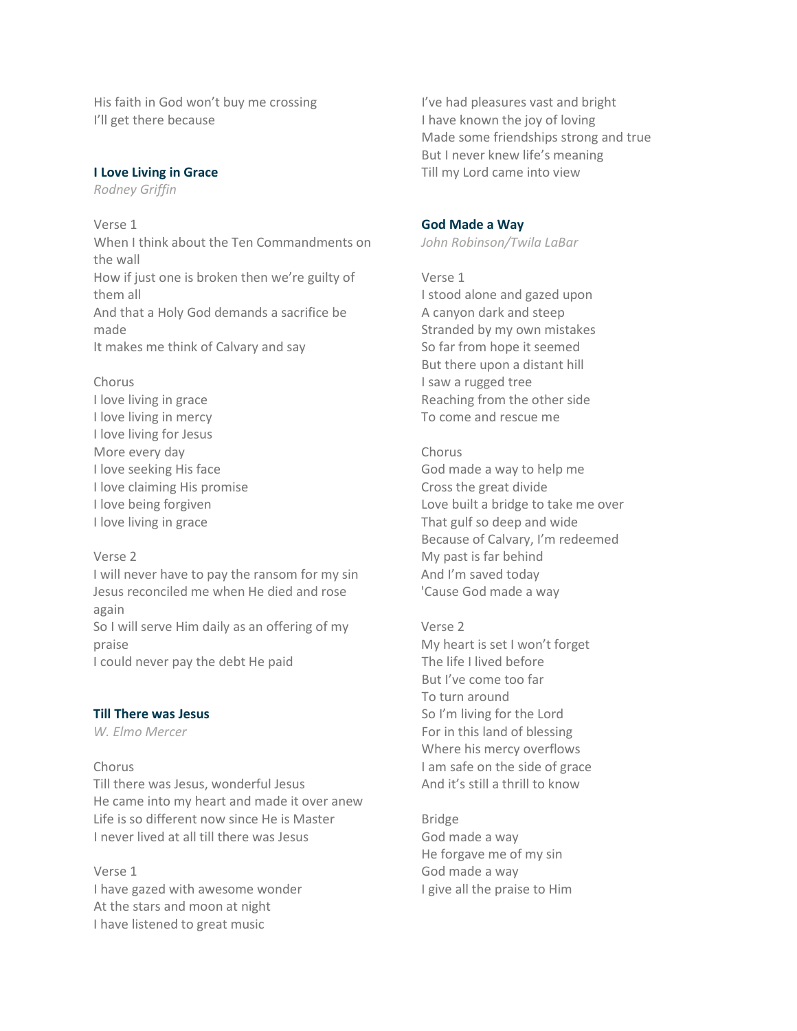His faith in God won't buy me crossing
I'll get there because

### I Love Living in Grace

*Rodney Griffin*

Verse 1
When I think about the Ten Commandments on the wall
How if just one is broken then we're guilty of them all
And that a Holy God demands a sacrifice be made
It makes me think of Calvary and say

Chorus
I love living in grace
I love living in mercy
I love living for Jesus
More every day
I love seeking His face
I love claiming His promise
I love being forgiven
I love living in grace

Verse 2
I will never have to pay the ransom for my sin
Jesus reconciled me when He died and rose again
So I will serve Him daily as an offering of my praise
I could never pay the debt He paid

### Till There was Jesus

*W. Elmo Mercer*

Chorus
Till there was Jesus, wonderful Jesus
He came into my heart and made it over anew
Life is so different now since He is Master
I never lived at all till there was Jesus

Verse 1
I have gazed with awesome wonder
At the stars and moon at night
I have listened to great music
I've had pleasures vast and bright
I have known the joy of loving
Made some friendships strong and true
But I never knew life's meaning
Till my Lord came into view

### God Made a Way

*John Robinson/Twila LaBar*

Verse 1
I stood alone and gazed upon
A canyon dark and steep
Stranded by my own mistakes
So far from hope it seemed
But there upon a distant hill
I saw a rugged tree
Reaching from the other side
To come and rescue me

Chorus
God made a way to help me
Cross the great divide
Love built a bridge to take me over
That gulf so deep and wide
Because of Calvary, I'm redeemed
My past is far behind
And I'm saved today
'Cause God made a way

Verse 2
My heart is set I won't forget
The life I lived before
But I've come too far
To turn around
So I'm living for the Lord
For in this land of blessing
Where his mercy overflows
I am safe on the side of grace
And it's still a thrill to know

Bridge
God made a way
He forgave me of my sin
God made a way
I give all the praise to Him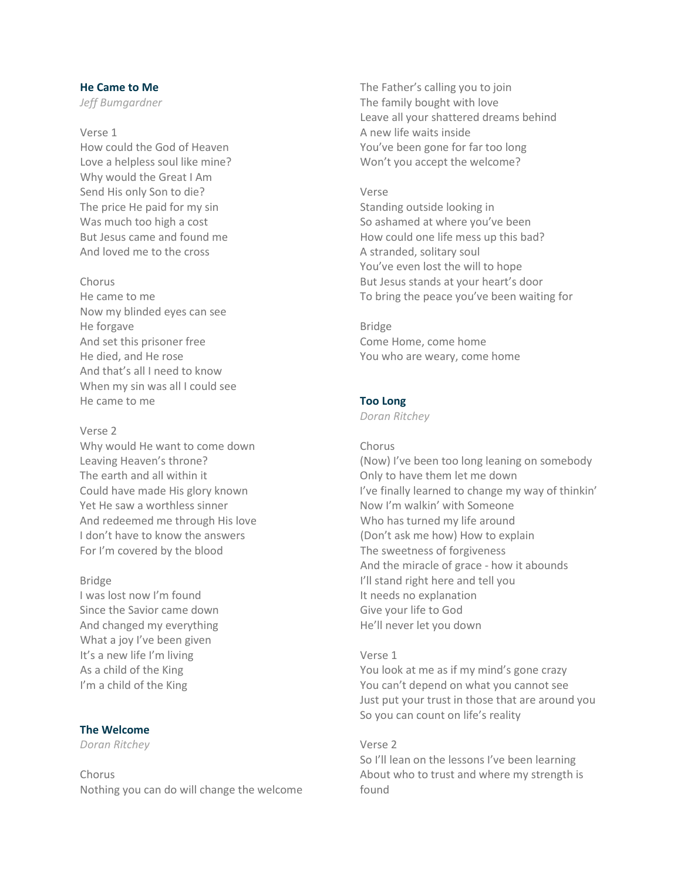### He Came to Me

*Jeff Bumgardner*

Verse 1
How could the God of Heaven
Love a helpless soul like mine?
Why would the Great I Am
Send His only Son to die?
The price He paid for my sin
Was much too high a cost
But Jesus came and found me
And loved me to the cross

Chorus
He came to me
Now my blinded eyes can see
He forgave
And set this prisoner free
He died, and He rose
And that's all I need to know
When my sin was all I could see
He came to me

Verse 2
Why would He want to come down
Leaving Heaven's throne?
The earth and all within it
Could have made His glory known
Yet He saw a worthless sinner
And redeemed me through His love
I don't have to know the answers
For I'm covered by the blood

Bridge
I was lost now I'm found
Since the Savior came down
And changed my everything
What a joy I've been given
It's a new life I'm living
As a child of the King
I'm a child of the King

### The Welcome

*Doran Ritchey*

Chorus
Nothing you can do will change the welcome
The Father's calling you to join
The family bought with love
Leave all your shattered dreams behind
A new life waits inside
You've been gone for far too long
Won't you accept the welcome?

Verse
Standing outside looking in
So ashamed at where you've been
How could one life mess up this bad?
A stranded, solitary soul
You've even lost the will to hope
But Jesus stands at your heart's door
To bring the peace you've been waiting for

Bridge
Come Home, come home
You who are weary, come home

### Too Long

*Doran Ritchey*

Chorus
(Now) I've been too long leaning on somebody
Only to have them let me down
I've finally learned to change my way of thinkin'
Now I'm walkin' with Someone
Who has turned my life around
(Don't ask me how) How to explain
The sweetness of forgiveness
And the miracle of grace - how it abounds
I'll stand right here and tell you
It needs no explanation
Give your life to God
He'll never let you down

Verse 1
You look at me as if my mind's gone crazy
You can't depend on what you cannot see
Just put your trust in those that are around you
So you can count on life's reality

Verse 2
So I'll lean on the lessons I've been learning
About who to trust and where my strength is found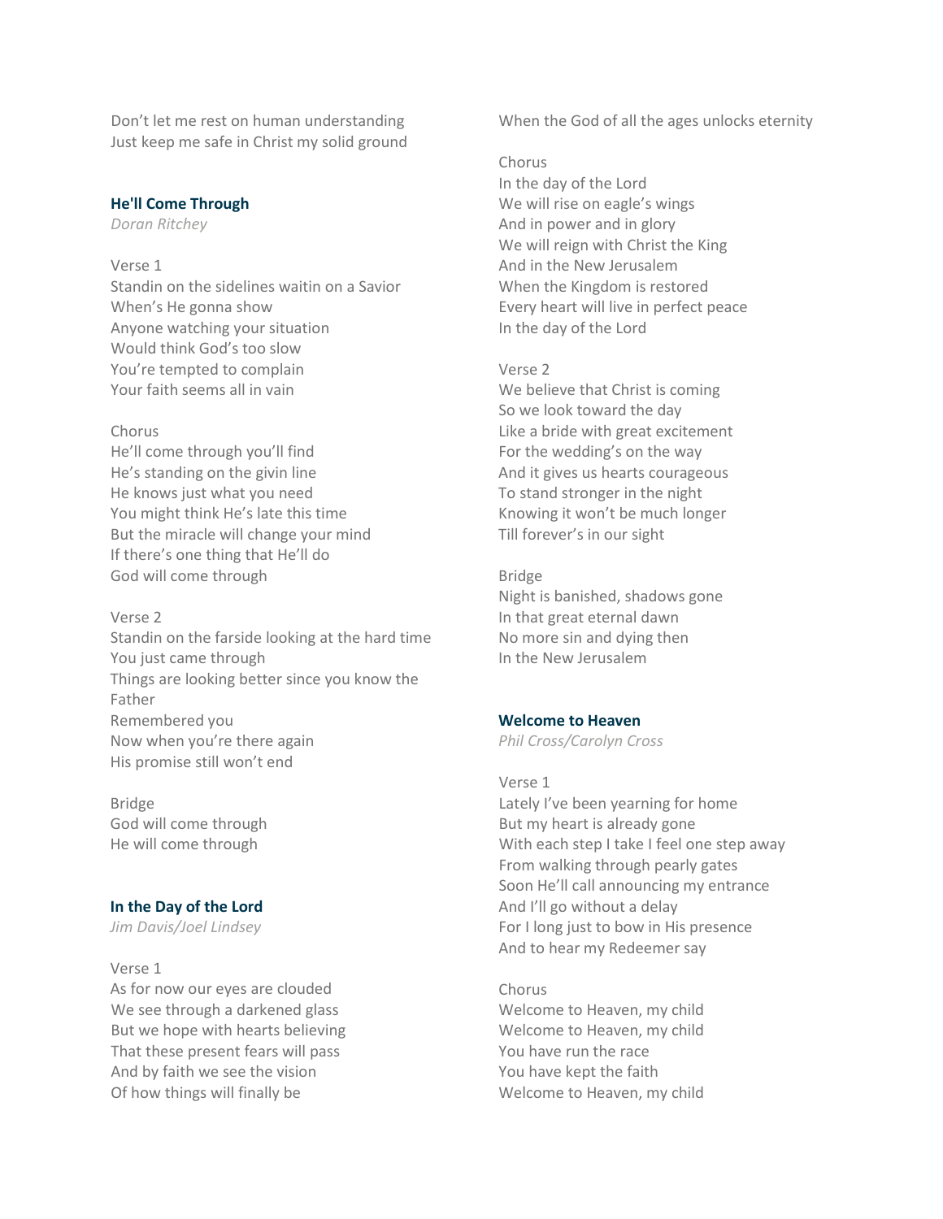Don't let me rest on human understanding
Just keep me safe in Christ my solid ground

### He'll Come Through

*Doran Ritchey*

Verse 1
Standin on the sidelines waitin on a Savior
When's He gonna show
Anyone watching your situation
Would think God's too slow
You're tempted to complain
Your faith seems all in vain

Chorus
He'll come through you'll find
He's standing on the givin line
He knows just what you need
You might think He's late this time
But the miracle will change your mind
If there's one thing that He'll do
God will come through

Verse 2
Standin on the farside looking at the hard time
You just came through
Things are looking better since you know the Father
Remembered you
Now when you're there again
His promise still won't end

Bridge
God will come through
He will come through

### In the Day of the Lord

*Jim Davis/Joel Lindsey*

Verse 1
As for now our eyes are clouded
We see through a darkened glass
But we hope with hearts believing
That these present fears will pass
And by faith we see the vision
Of how things will finally be
When the God of all the ages unlocks eternity

Chorus
In the day of the Lord
We will rise on eagle's wings
And in power and in glory
We will reign with Christ the King
And in the New Jerusalem
When the Kingdom is restored
Every heart will live in perfect peace
In the day of the Lord

Verse 2
We believe that Christ is coming
So we look toward the day
Like a bride with great excitement
For the wedding's on the way
And it gives us hearts courageous
To stand stronger in the night
Knowing it won't be much longer
Till forever's in our sight

Bridge
Night is banished, shadows gone
In that great eternal dawn
No more sin and dying then
In the New Jerusalem

### Welcome to Heaven

*Phil Cross/Carolyn Cross*

Verse 1
Lately I've been yearning for home
But my heart is already gone
With each step I take I feel one step away
From walking through pearly gates
Soon He'll call announcing my entrance
And I'll go without a delay
For I long just to bow in His presence
And to hear my Redeemer say

Chorus
Welcome to Heaven, my child
Welcome to Heaven, my child
You have run the race
You have kept the faith
Welcome to Heaven, my child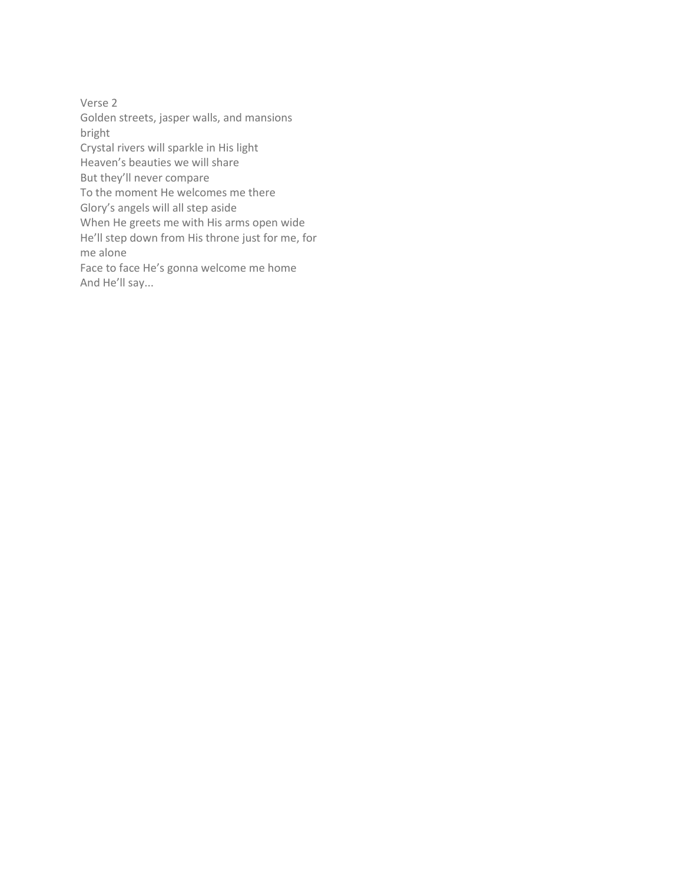Verse 2
Golden streets, jasper walls, and mansions bright
Crystal rivers will sparkle in His light
Heaven's beauties we will share
But they'll never compare
To the moment He welcomes me there
Glory's angels will all step aside
When He greets me with His arms open wide
He'll step down from His throne just for me, for me alone
Face to face He's gonna welcome me home
And He'll say...